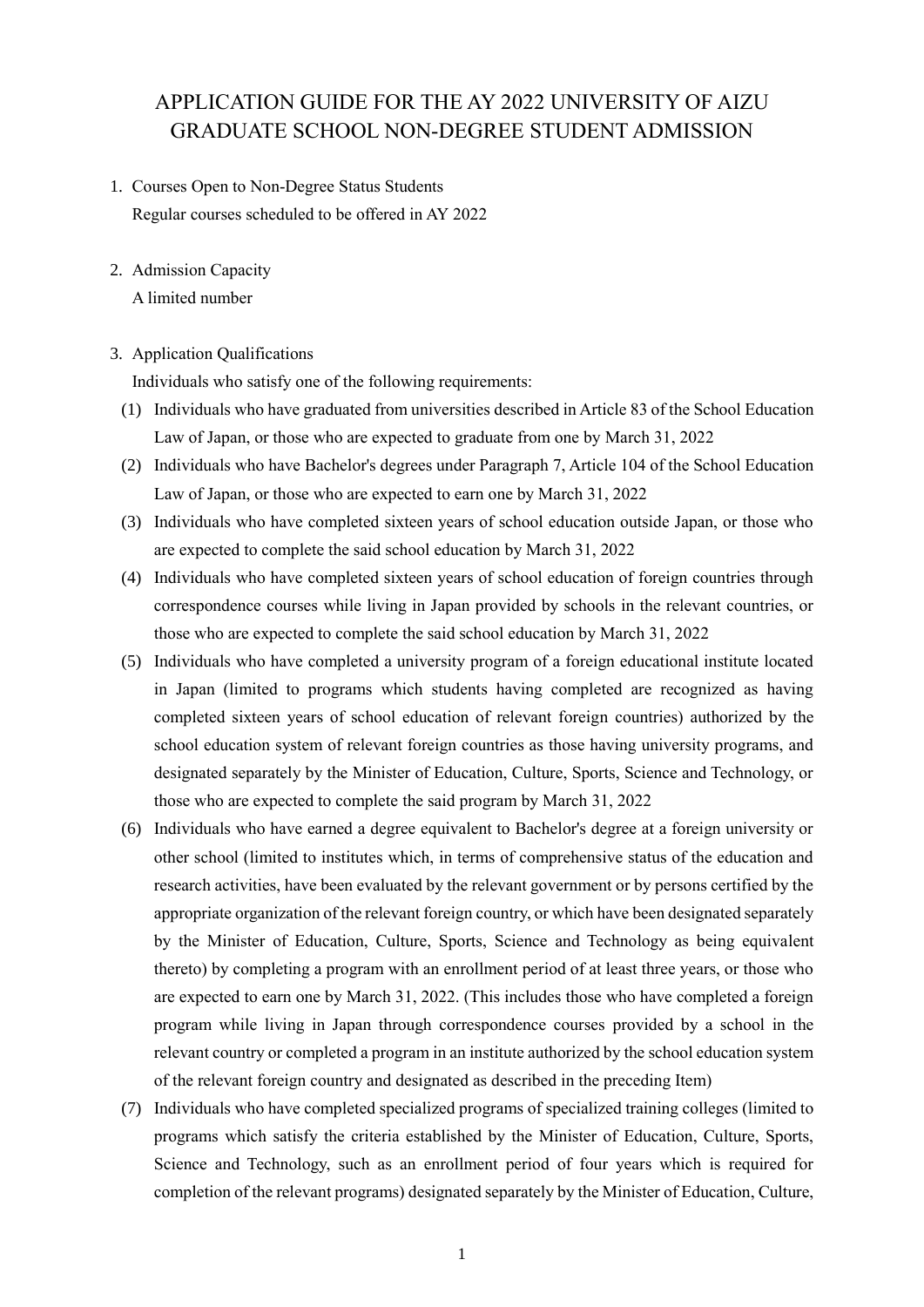# APPLICATION GUIDE FOR THE AY 2022 UNIVERSITY OF AIZU GRADUATE SCHOOL NON-DEGREE STUDENT ADMISSION

1. Courses Open to Non-Degree Status Students

   Regular courses scheduled to be offered in AY 2022

2. Admission Capacity

   A limited number

3. Application Qualifications

   Individuals who satisfy one of the following requirements:

   (1) Individuals who have graduated from universities described in Article 83 of the School Education Law of Japan, or those who are expected to graduate from one by March 31, 2022

   (2) Individuals who have Bachelor's degrees under Paragraph 7, Article 104 of the School Education Law of Japan, or those who are expected to earn one by March 31, 2022

   (3) Individuals who have completed sixteen years of school education outside Japan, or those who are expected to complete the said school education by March 31, 2022

   (4) Individuals who have completed sixteen years of school education of foreign countries through correspondence courses while living in Japan provided by schools in the relevant countries, or those who are expected to complete the said school education by March 31, 2022

   (5) Individuals who have completed a university program of a foreign educational institute located in Japan (limited to programs which students having completed are recognized as having completed sixteen years of school education of relevant foreign countries) authorized by the school education system of relevant foreign countries as those having university programs, and designated separately by the Minister of Education, Culture, Sports, Science and Technology, or those who are expected to complete the said program by March 31, 2022

   (6) Individuals who have earned a degree equivalent to Bachelor's degree at a foreign university or other school (limited to institutes which, in terms of comprehensive status of the education and research activities, have been evaluated by the relevant government or by persons certified by the appropriate organization of the relevant foreign country, or which have been designated separately by the Minister of Education, Culture, Sports, Science and Technology as being equivalent thereto) by completing a program with an enrollment period of at least three years, or those who are expected to earn one by March 31, 2022. (This includes those who have completed a foreign program while living in Japan through correspondence courses provided by a school in the relevant country or completed a program in an institute authorized by the school education system of the relevant foreign country and designated as described in the preceding Item)

   (7) Individuals who have completed specialized programs of specialized training colleges (limited to programs which satisfy the criteria established by the Minister of Education, Culture, Sports, Science and Technology, such as an enrollment period of four years which is required for completion of the relevant programs) designated separately by the Minister of Education, Culture,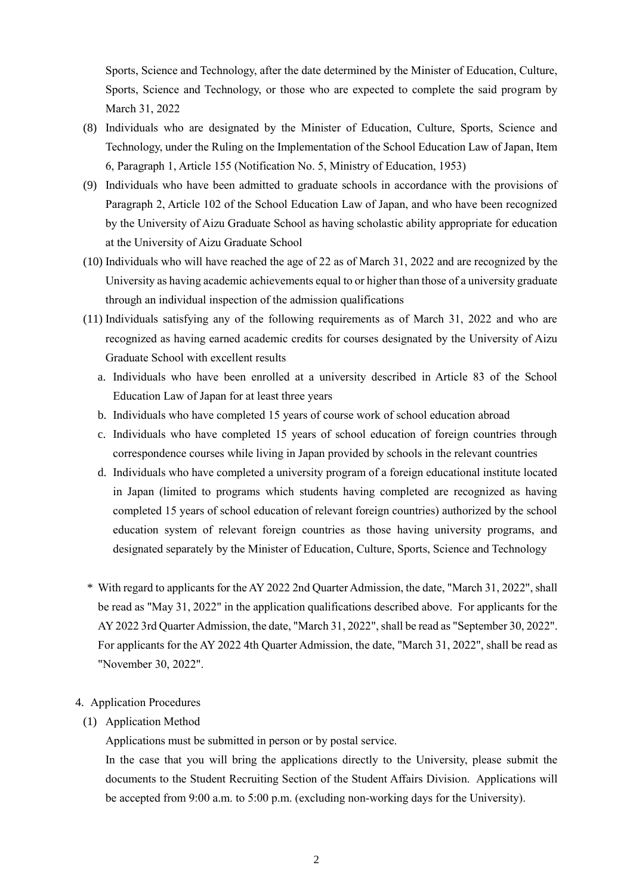Sports, Science and Technology, after the date determined by the Minister of Education, Culture, Sports, Science and Technology, or those who are expected to complete the said program by March 31, 2022

(8) Individuals who are designated by the Minister of Education, Culture, Sports, Science and Technology, under the Ruling on the Implementation of the School Education Law of Japan, Item 6, Paragraph 1, Article 155 (Notification No. 5, Ministry of Education, 1953)

(9) Individuals who have been admitted to graduate schools in accordance with the provisions of Paragraph 2, Article 102 of the School Education Law of Japan, and who have been recognized by the University of Aizu Graduate School as having scholastic ability appropriate for education at the University of Aizu Graduate School

(10) Individuals who will have reached the age of 22 as of March 31, 2022 and are recognized by the University as having academic achievements equal to or higher than those of a university graduate through an individual inspection of the admission qualifications

(11) Individuals satisfying any of the following requirements as of March 31, 2022 and who are recognized as having earned academic credits for courses designated by the University of Aizu Graduate School with excellent results

a. Individuals who have been enrolled at a university described in Article 83 of the School Education Law of Japan for at least three years

b. Individuals who have completed 15 years of course work of school education abroad

c. Individuals who have completed 15 years of school education of foreign countries through correspondence courses while living in Japan provided by schools in the relevant countries

d. Individuals who have completed a university program of a foreign educational institute located in Japan (limited to programs which students having completed are recognized as having completed 15 years of school education of relevant foreign countries) authorized by the school education system of relevant foreign countries as those having university programs, and designated separately by the Minister of Education, Culture, Sports, Science and Technology

\* With regard to applicants for the AY 2022 2nd Quarter Admission, the date, "March 31, 2022", shall be read as "May 31, 2022" in the application qualifications described above. For applicants for the AY 2022 3rd Quarter Admission, the date, "March 31, 2022", shall be read as "September 30, 2022". For applicants for the AY 2022 4th Quarter Admission, the date, "March 31, 2022", shall be read as "November 30, 2022".

4. Application Procedures

(1) Application Method

Applications must be submitted in person or by postal service.

In the case that you will bring the applications directly to the University, please submit the documents to the Student Recruiting Section of the Student Affairs Division. Applications will be accepted from 9:00 a.m. to 5:00 p.m. (excluding non-working days for the University).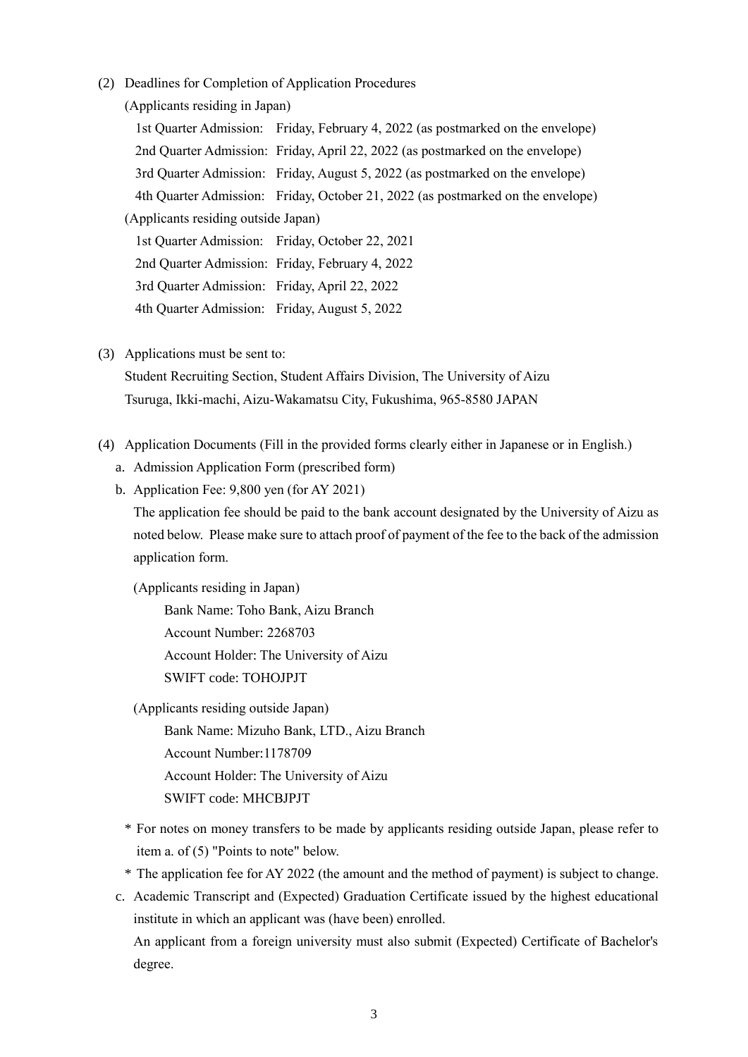(2) Deadlines for Completion of Application Procedures

(Applicants residing in Japan)

1st Quarter Admission: Friday, February 4, 2022 (as postmarked on the envelope)
2nd Quarter Admission: Friday, April 22, 2022 (as postmarked on the envelope)
3rd Quarter Admission: Friday, August 5, 2022 (as postmarked on the envelope)
4th Quarter Admission: Friday, October 21, 2022 (as postmarked on the envelope)

(Applicants residing outside Japan)

1st Quarter Admission: Friday, October 22, 2021
2nd Quarter Admission: Friday, February 4, 2022
3rd Quarter Admission: Friday, April 22, 2022
4th Quarter Admission: Friday, August 5, 2022

(3) Applications must be sent to:

Student Recruiting Section, Student Affairs Division, The University of Aizu
Tsuruga, Ikki-machi, Aizu-Wakamatsu City, Fukushima, 965-8580 JAPAN

(4) Application Documents (Fill in the provided forms clearly either in Japanese or in English.)

a. Admission Application Form (prescribed form)

b. Application Fee: 9,800 yen (for AY 2021)

The application fee should be paid to the bank account designated by the University of Aizu as noted below. Please make sure to attach proof of payment of the fee to the back of the admission application form.

(Applicants residing in Japan)

Bank Name: Toho Bank, Aizu Branch
Account Number: 2268703
Account Holder: The University of Aizu
SWIFT code: TOHOJPJT

(Applicants residing outside Japan)

Bank Name: Mizuho Bank, LTD., Aizu Branch
Account Number:1178709
Account Holder: The University of Aizu
SWIFT code: MHCBJPJT

\* For notes on money transfers to be made by applicants residing outside Japan, please refer to item a. of (5) "Points to note" below.

\* The application fee for AY 2022 (the amount and the method of payment) is subject to change.

c. Academic Transcript and (Expected) Graduation Certificate issued by the highest educational institute in which an applicant was (have been) enrolled.

An applicant from a foreign university must also submit (Expected) Certificate of Bachelor's degree.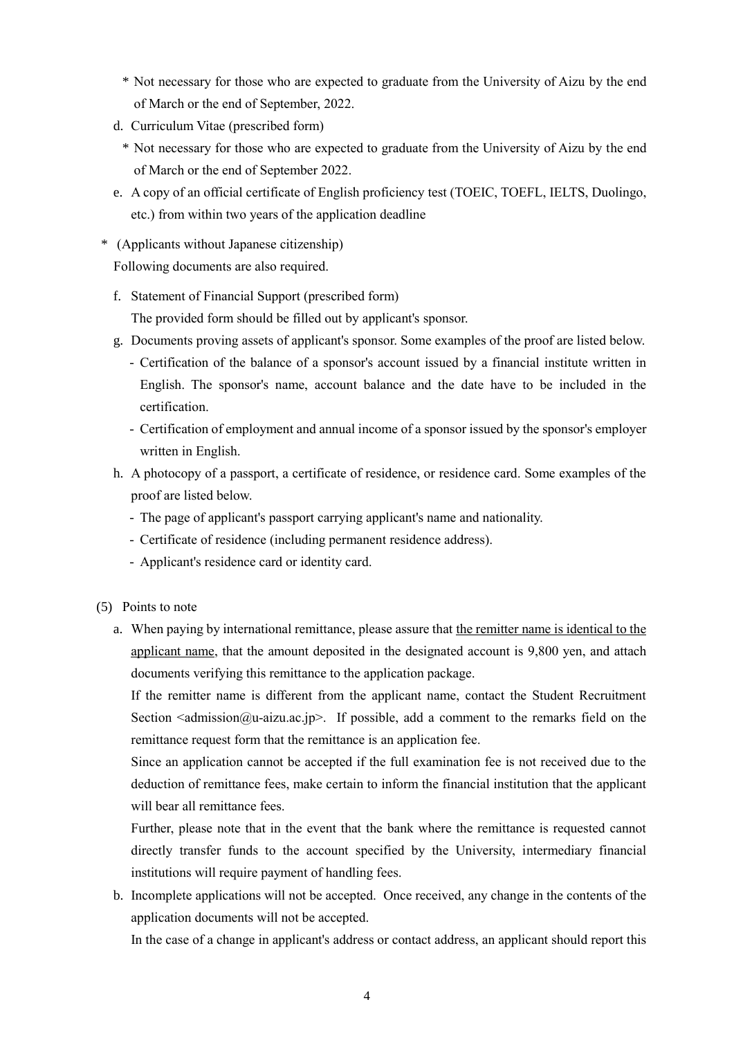\* Not necessary for those who are expected to graduate from the University of Aizu by the end of March or the end of September, 2022.

d. Curriculum Vitae (prescribed form)

\* Not necessary for those who are expected to graduate from the University of Aizu by the end of March or the end of September 2022.

e. A copy of an official certificate of English proficiency test (TOEIC, TOEFL, IELTS, Duolingo, etc.) from within two years of the application deadline

\* (Applicants without Japanese citizenship)
Following documents are also required.

f. Statement of Financial Support (prescribed form)
The provided form should be filled out by applicant's sponsor.

g. Documents proving assets of applicant's sponsor. Some examples of the proof are listed below.
- Certification of the balance of a sponsor's account issued by a financial institute written in English. The sponsor's name, account balance and the date have to be included in the certification.
- Certification of employment and annual income of a sponsor issued by the sponsor's employer written in English.

h. A photocopy of a passport, a certificate of residence, or residence card. Some examples of the proof are listed below.
- The page of applicant's passport carrying applicant's name and nationality.
- Certificate of residence (including permanent residence address).
- Applicant's residence card or identity card.

(5) Points to note

a. When paying by international remittance, please assure that <u>the remitter name is identical to the applicant name</u>, that the amount deposited in the designated account is 9,800 yen, and attach documents verifying this remittance to the application package.
If the remitter name is different from the applicant name, contact the Student Recruitment Section <admission@u-aizu.ac.jp>. If possible, add a comment to the remarks field on the remittance request form that the remittance is an application fee.
Since an application cannot be accepted if the full examination fee is not received due to the deduction of remittance fees, make certain to inform the financial institution that the applicant will bear all remittance fees.
Further, please note that in the event that the bank where the remittance is requested cannot directly transfer funds to the account specified by the University, intermediary financial institutions will require payment of handling fees.

b. Incomplete applications will not be accepted. Once received, any change in the contents of the application documents will not be accepted.
In the case of a change in applicant's address or contact address, an applicant should report this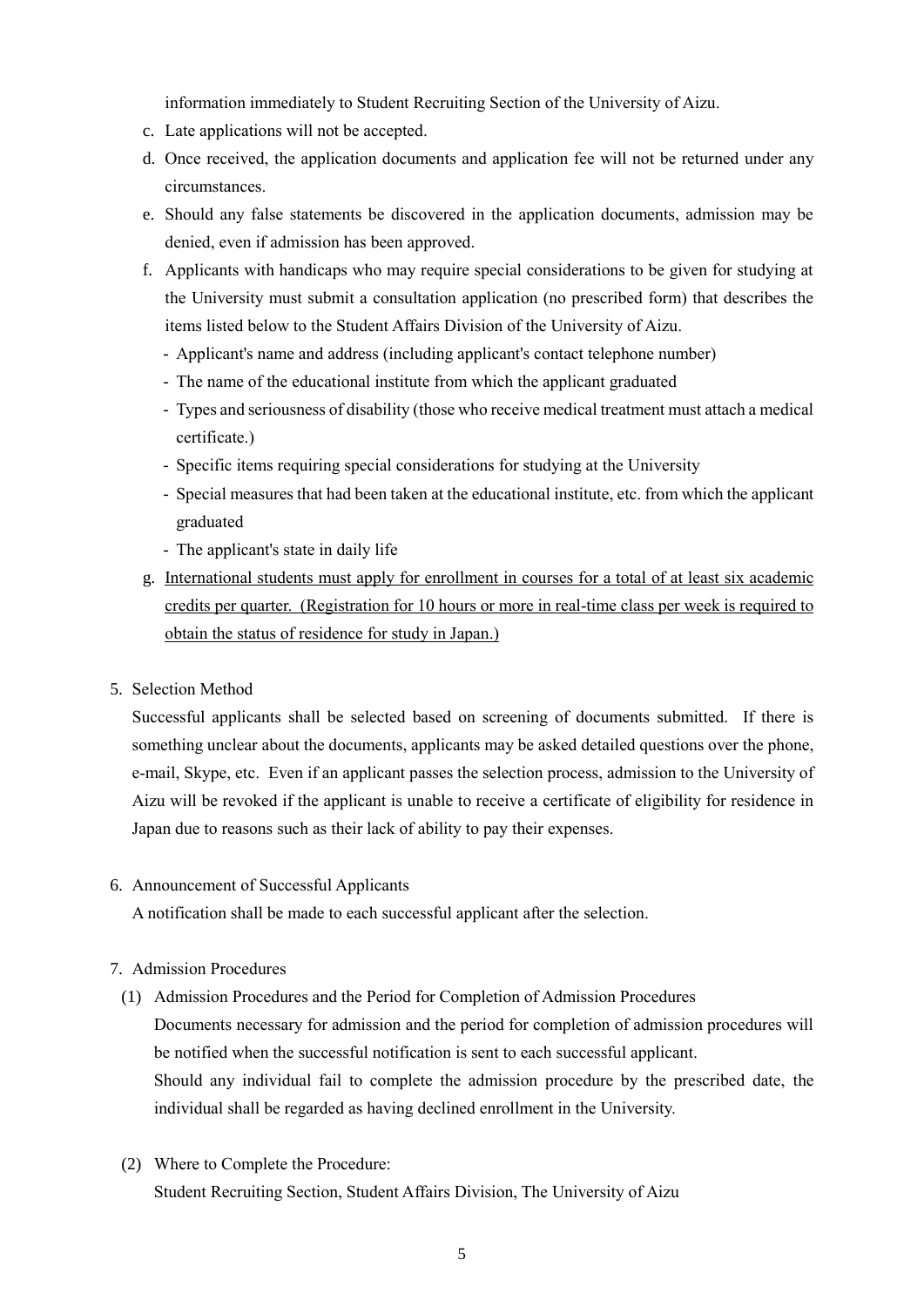information immediately to Student Recruiting Section of the University of Aizu.

c. Late applications will not be accepted.

d. Once received, the application documents and application fee will not be returned under any circumstances.

e. Should any false statements be discovered in the application documents, admission may be denied, even if admission has been approved.

f. Applicants with handicaps who may require special considerations to be given for studying at the University must submit a consultation application (no prescribed form) that describes the items listed below to the Student Affairs Division of the University of Aizu.
   - Applicant's name and address (including applicant's contact telephone number)
   - The name of the educational institute from which the applicant graduated
   - Types and seriousness of disability (those who receive medical treatment must attach a medical certificate.)
   - Specific items requiring special considerations for studying at the University
   - Special measures that had been taken at the educational institute, etc. from which the applicant graduated
   - The applicant's state in daily life

g. <u>International students must apply for enrollment in courses for a total of at least six academic credits per quarter. (Registration for 10 hours or more in real-time class per week is required to obtain the status of residence for study in Japan.)</u>

5. Selection Method

Successful applicants shall be selected based on screening of documents submitted. If there is something unclear about the documents, applicants may be asked detailed questions over the phone, e-mail, Skype, etc. Even if an applicant passes the selection process, admission to the University of Aizu will be revoked if the applicant is unable to receive a certificate of eligibility for residence in Japan due to reasons such as their lack of ability to pay their expenses.

6. Announcement of Successful Applicants

A notification shall be made to each successful applicant after the selection.

7. Admission Procedures

(1) Admission Procedures and the Period for Completion of Admission Procedures

Documents necessary for admission and the period for completion of admission procedures will be notified when the successful notification is sent to each successful applicant.

Should any individual fail to complete the admission procedure by the prescribed date, the individual shall be regarded as having declined enrollment in the University.

(2) Where to Complete the Procedure:

Student Recruiting Section, Student Affairs Division, The University of Aizu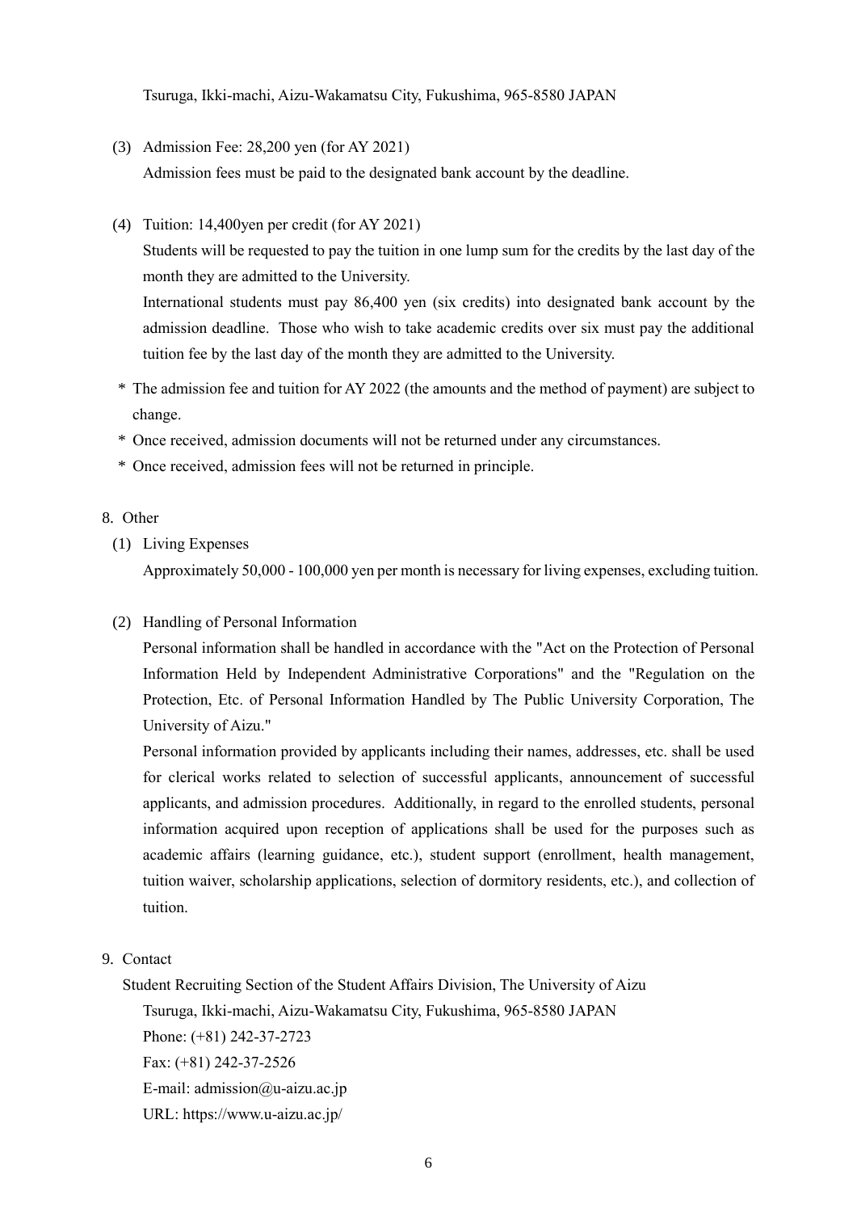Tsuruga, Ikki-machi, Aizu-Wakamatsu City, Fukushima, 965-8580 JAPAN

(3) Admission Fee: 28,200 yen (for AY 2021)

Admission fees must be paid to the designated bank account by the deadline.

(4) Tuition: 14,400yen per credit (for AY 2021)

Students will be requested to pay the tuition in one lump sum for the credits by the last day of the month they are admitted to the University.

International students must pay 86,400 yen (six credits) into designated bank account by the admission deadline. Those who wish to take academic credits over six must pay the additional tuition fee by the last day of the month they are admitted to the University.

\* The admission fee and tuition for AY 2022 (the amounts and the method of payment) are subject to change.

\* Once received, admission documents will not be returned under any circumstances.

\* Once received, admission fees will not be returned in principle.

8. Other

(1) Living Expenses

Approximately 50,000 - 100,000 yen per month is necessary for living expenses, excluding tuition.

(2) Handling of Personal Information

Personal information shall be handled in accordance with the "Act on the Protection of Personal Information Held by Independent Administrative Corporations" and the "Regulation on the Protection, Etc. of Personal Information Handled by The Public University Corporation, The University of Aizu."

Personal information provided by applicants including their names, addresses, etc. shall be used for clerical works related to selection of successful applicants, announcement of successful applicants, and admission procedures. Additionally, in regard to the enrolled students, personal information acquired upon reception of applications shall be used for the purposes such as academic affairs (learning guidance, etc.), student support (enrollment, health management, tuition waiver, scholarship applications, selection of dormitory residents, etc.), and collection of tuition.

9. Contact

Student Recruiting Section of the Student Affairs Division, The University of Aizu

Tsuruga, Ikki-machi, Aizu-Wakamatsu City, Fukushima, 965-8580 JAPAN

Phone: (+81) 242-37-2723

Fax: (+81) 242-37-2526

E-mail: admission@u-aizu.ac.jp

URL: https://www.u-aizu.ac.jp/